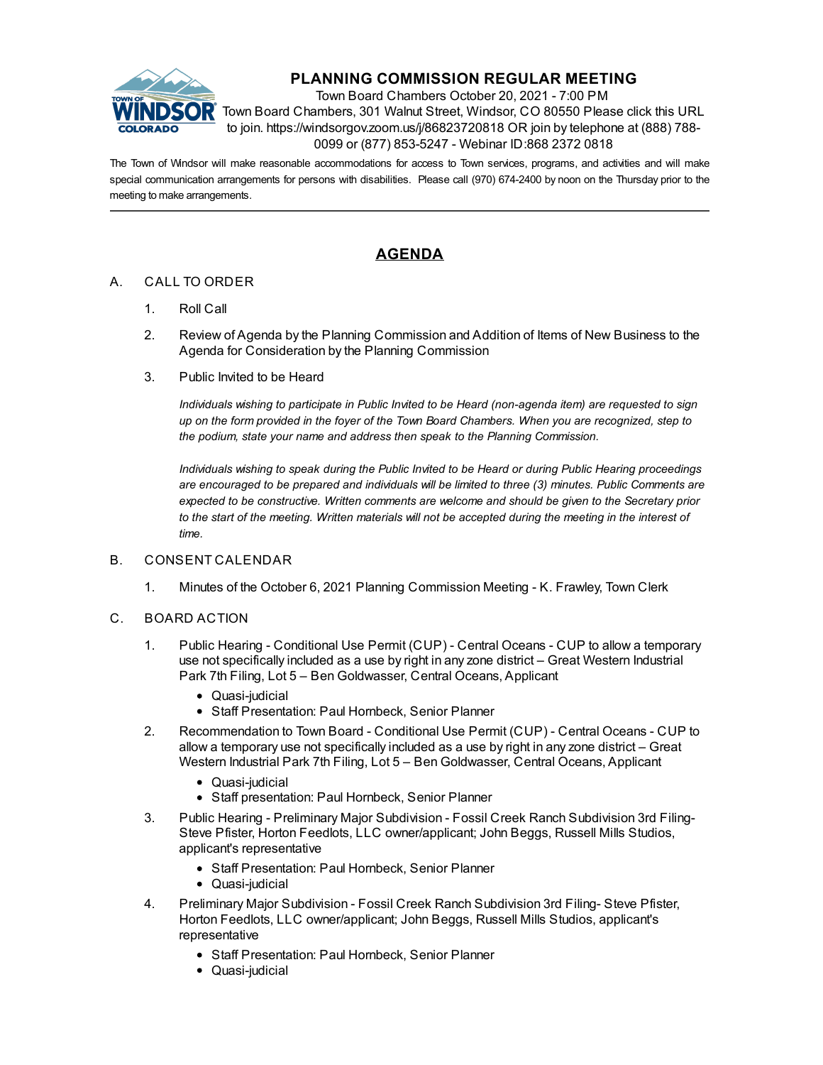# PLANNING COMMISSION REGULAR MEETING

Town Board Chambers October 20, 2021 - 7:00 PM
Town Board Chambers, 301 Walnut Street, Windsor, CO 80550 Please click this URL to join. https://windsorgov.zoom.us/j/86823720818 OR join by telephone at (888) 788-0099 or (877) 853-5247 - Webinar ID:868 2372 0818

The Town of Windsor will make reasonable accommodations for access to Town services, programs, and activities and will make special communication arrangements for persons with disabilities. Please call (970) 674-2400 by noon on the Thursday prior to the meeting to make arrangements.

---

## AGENDA

A. CALL TO ORDER

1. Roll Call
2. Review of Agenda by the Planning Commission and Addition of Items of New Business to the Agenda for Consideration by the Planning Commission
3. Public Invited to be Heard

   *Individuals wishing to participate in Public Invited to be Heard (non-agenda item) are requested to sign up on the form provided in the foyer of the Town Board Chambers. When you are recognized, step to the podium, state your name and address then speak to the Planning Commission.*

   *Individuals wishing to speak during the Public Invited to be Heard or during Public Hearing proceedings are encouraged to be prepared and individuals will be limited to three (3) minutes. Public Comments are expected to be constructive. Written comments are welcome and should be given to the Secretary prior to the start of the meeting. Written materials will not be accepted during the meeting in the interest of time.*

B. CONSENT CALENDAR

1. Minutes of the October 6, 2021 Planning Commission Meeting - K. Frawley, Town Clerk

C. BOARD ACTION

1. Public Hearing - Conditional Use Permit (CUP) - Central Oceans - CUP to allow a temporary use not specifically included as a use by right in any zone district – Great Western Industrial Park 7th Filing, Lot 5 – Ben Goldwasser, Central Oceans, Applicant
   - Quasi-judicial
   - Staff Presentation: Paul Hornbeck, Senior Planner
2. Recommendation to Town Board - Conditional Use Permit (CUP) - Central Oceans - CUP to allow a temporary use not specifically included as a use by right in any zone district – Great Western Industrial Park 7th Filing, Lot 5 – Ben Goldwasser, Central Oceans, Applicant
   - Quasi-judicial
   - Staff presentation: Paul Hornbeck, Senior Planner
3. Public Hearing - Preliminary Major Subdivision - Fossil Creek Ranch Subdivision 3rd Filing- Steve Pfister, Horton Feedlots, LLC owner/applicant; John Beggs, Russell Mills Studios, applicant's representative
   - Staff Presentation: Paul Hornbeck, Senior Planner
   - Quasi-judicial
4. Preliminary Major Subdivision - Fossil Creek Ranch Subdivision 3rd Filing- Steve Pfister, Horton Feedlots, LLC owner/applicant; John Beggs, Russell Mills Studios, applicant's representative
   - Staff Presentation: Paul Hornbeck, Senior Planner
   - Quasi-judicial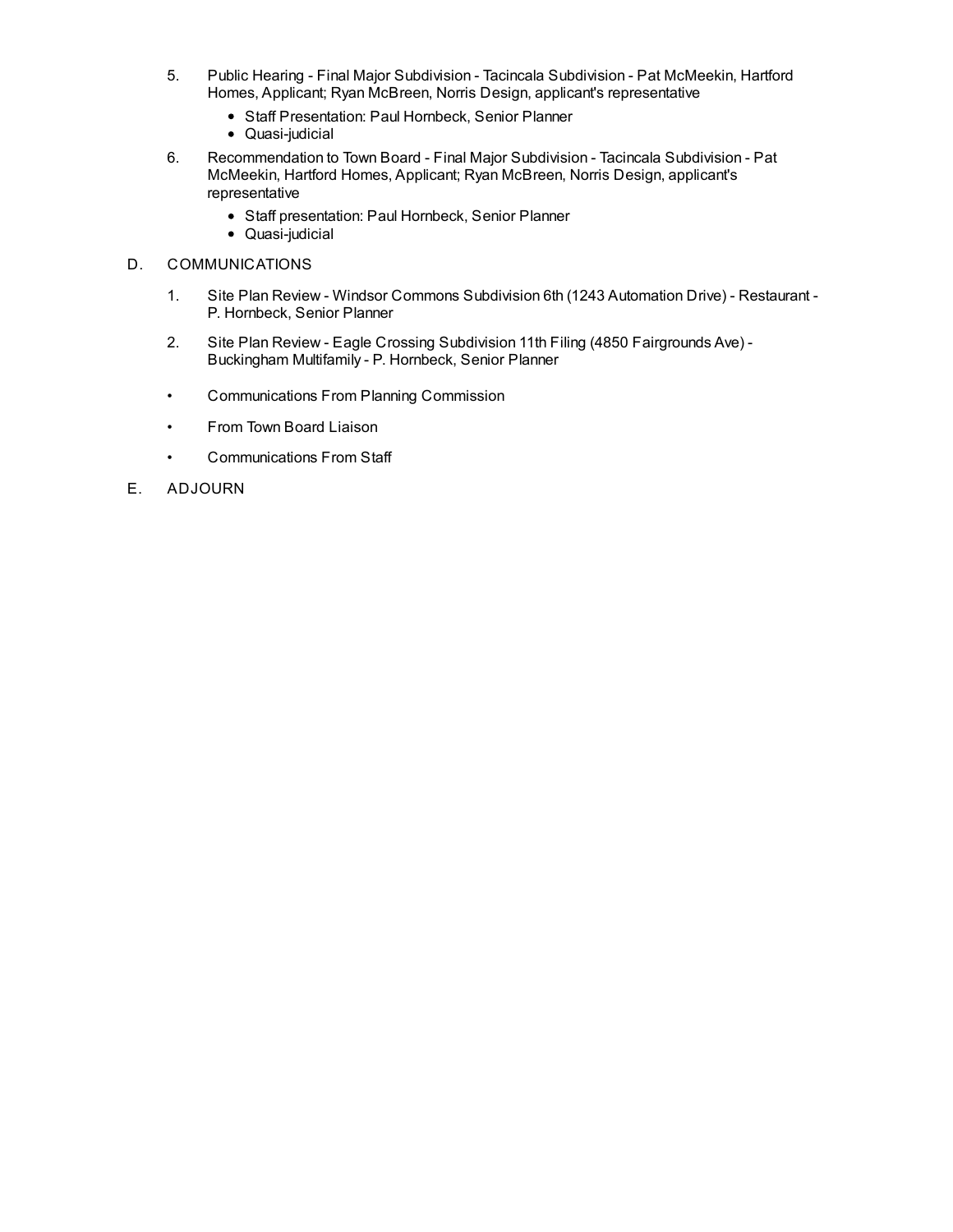5. Public Hearing - Final Major Subdivision - Tacincala Subdivision - Pat McMeekin, Hartford Homes, Applicant; Ryan McBreen, Norris Design, applicant's representative
   - Staff Presentation: Paul Hornbeck, Senior Planner
   - Quasi-judicial
6. Recommendation to Town Board - Final Major Subdivision - Tacincala Subdivision - Pat McMeekin, Hartford Homes, Applicant; Ryan McBreen, Norris Design, applicant's representative
   - Staff presentation: Paul Hornbeck, Senior Planner
   - Quasi-judicial

D. COMMUNICATIONS

1. Site Plan Review - Windsor Commons Subdivision 6th (1243 Automation Drive) - Restaurant - P. Hornbeck, Senior Planner
2. Site Plan Review - Eagle Crossing Subdivision 11th Filing (4850 Fairgrounds Ave) - Buckingham Multifamily - P. Hornbeck, Senior Planner

- Communications From Planning Commission
- From Town Board Liaison
- Communications From Staff

E. ADJOURN